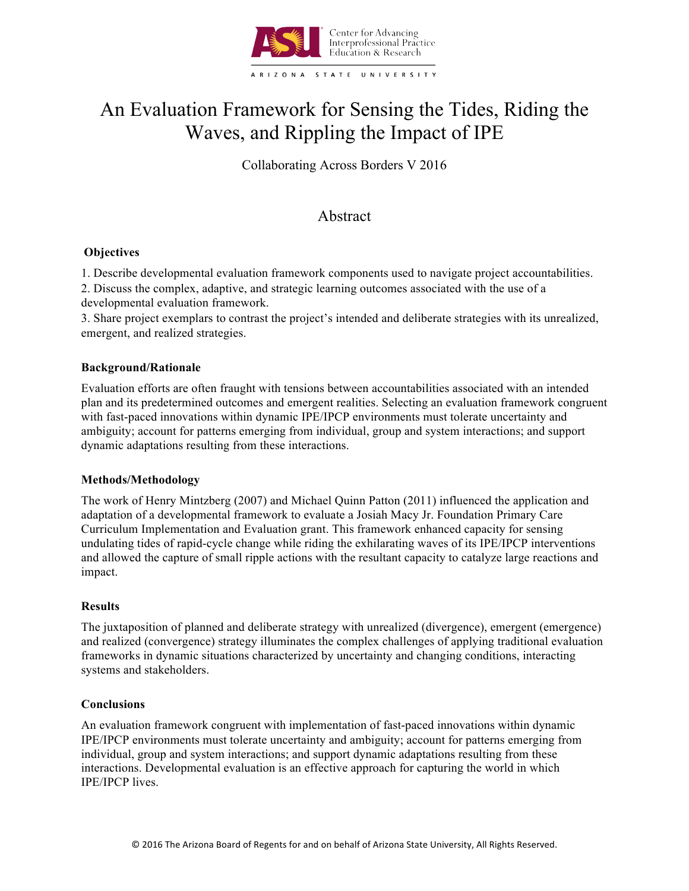Center for Advancing Interprofessional Practice Education & Research

ARIZONA STATE UNIVERSITY

# An Evaluation Framework for Sensing the Tides, Riding the Waves, and Rippling the Impact of IPE

Collaborating Across Borders V 2016

## Abstract

### Objectives

1. Describe developmental evaluation framework components used to navigate project accountabilities.
2. Discuss the complex, adaptive, and strategic learning outcomes associated with the use of a developmental evaluation framework.
3. Share project exemplars to contrast the project's intended and deliberate strategies with its unrealized, emergent, and realized strategies.

### Background/Rationale

Evaluation efforts are often fraught with tensions between accountabilities associated with an intended plan and its predetermined outcomes and emergent realities. Selecting an evaluation framework congruent with fast-paced innovations within dynamic IPE/IPCP environments must tolerate uncertainty and ambiguity; account for patterns emerging from individual, group and system interactions; and support dynamic adaptations resulting from these interactions.

### Methods/Methodology

The work of Henry Mintzberg (2007) and Michael Quinn Patton (2011) influenced the application and adaptation of a developmental framework to evaluate a Josiah Macy Jr. Foundation Primary Care Curriculum Implementation and Evaluation grant. This framework enhanced capacity for sensing undulating tides of rapid-cycle change while riding the exhilarating waves of its IPE/IPCP interventions and allowed the capture of small ripple actions with the resultant capacity to catalyze large reactions and impact.

### Results

The juxtaposition of planned and deliberate strategy with unrealized (divergence), emergent (emergence) and realized (convergence) strategy illuminates the complex challenges of applying traditional evaluation frameworks in dynamic situations characterized by uncertainty and changing conditions, interacting systems and stakeholders.

### Conclusions

An evaluation framework congruent with implementation of fast-paced innovations within dynamic IPE/IPCP environments must tolerate uncertainty and ambiguity; account for patterns emerging from individual, group and system interactions; and support dynamic adaptations resulting from these interactions. Developmental evaluation is an effective approach for capturing the world in which IPE/IPCP lives.

© 2016 The Arizona Board of Regents for and on behalf of Arizona State University, All Rights Reserved.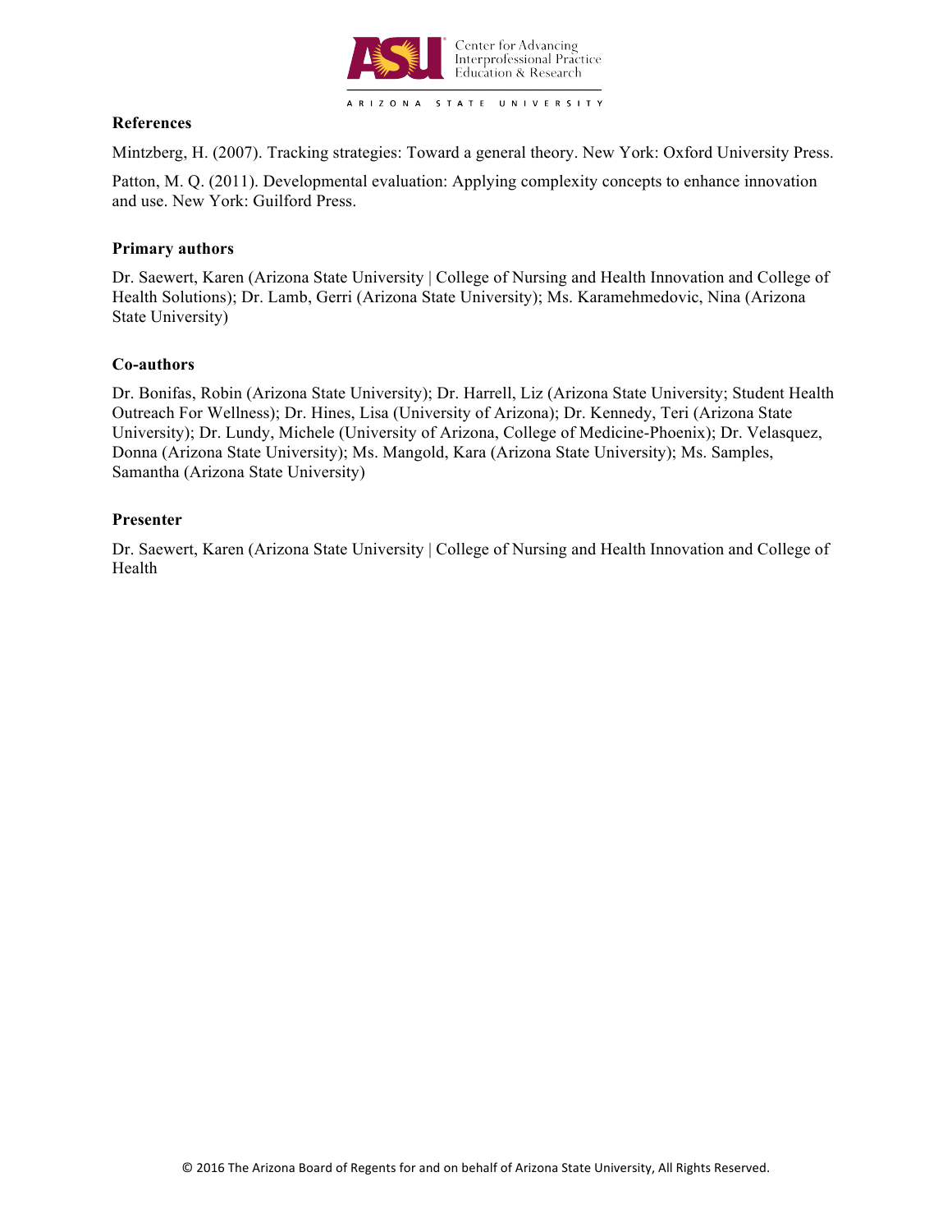**References**

Mintzberg, H. (2007). Tracking strategies: Toward a general theory. New York: Oxford University Press.

Patton, M. Q. (2011). Developmental evaluation: Applying complexity concepts to enhance innovation and use. New York: Guilford Press.

**Primary authors**

Dr. Saewert, Karen (Arizona State University | College of Nursing and Health Innovation and College of Health Solutions); Dr. Lamb, Gerri (Arizona State University); Ms. Karamehmedovic, Nina (Arizona State University)

**Co-authors**

Dr. Bonifas, Robin (Arizona State University); Dr. Harrell, Liz (Arizona State University; Student Health Outreach For Wellness); Dr. Hines, Lisa (University of Arizona); Dr. Kennedy, Teri (Arizona State University); Dr. Lundy, Michele (University of Arizona, College of Medicine-Phoenix); Dr. Velasquez, Donna (Arizona State University); Ms. Mangold, Kara (Arizona State University); Ms. Samples, Samantha (Arizona State University)

**Presenter**

Dr. Saewert, Karen (Arizona State University | College of Nursing and Health Innovation and College of Health